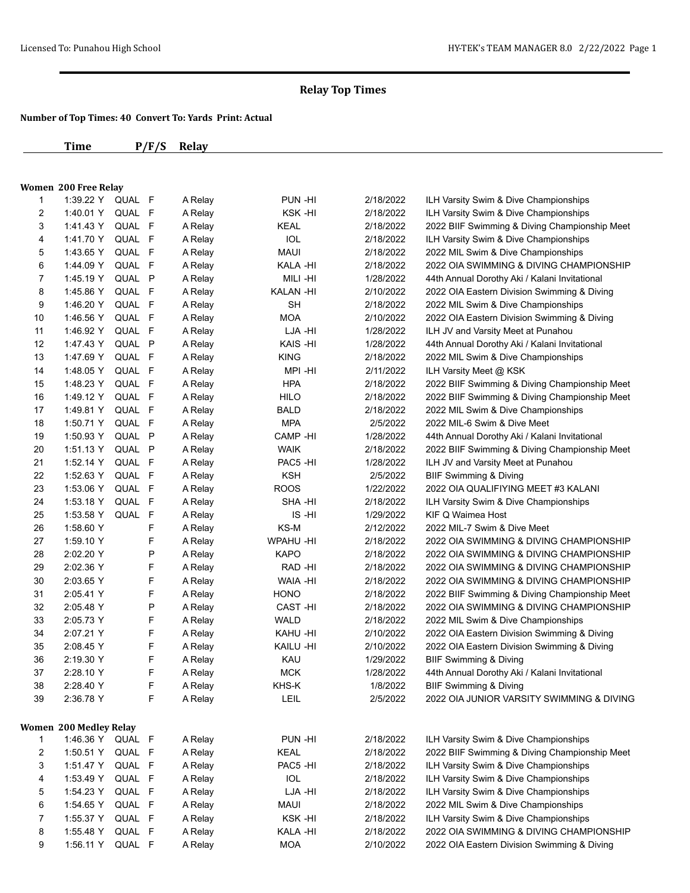## Relay Top Times

**Number of Top Times: 40 Convert To: Yards Print: Actual**

### Women 200 Free Relay

| | Time | | P/F/S | Relay | | | |
|---|---|---|---|---|---|---|---|
| 1 | 1:39.22 Y | QUAL | F | A Relay | PUN -HI | 2/18/2022 | ILH Varsity Swim & Dive Championships |
| 2 | 1:40.01 Y | QUAL | F | A Relay | KSK -HI | 2/18/2022 | ILH Varsity Swim & Dive Championships |
| 3 | 1:41.43 Y | QUAL | F | A Relay | KEAL | 2/18/2022 | 2022 BIIF Swimming & Diving Championship Meet |
| 4 | 1:41.70 Y | QUAL | F | A Relay | IOL | 2/18/2022 | ILH Varsity Swim & Dive Championships |
| 5 | 1:43.65 Y | QUAL | F | A Relay | MAUI | 2/18/2022 | 2022 MIL Swim & Dive Championships |
| 6 | 1:44.09 Y | QUAL | F | A Relay | KALA -HI | 2/18/2022 | 2022 OIA SWIMMING & DIVING CHAMPIONSHIP |
| 7 | 1:45.19 Y | QUAL | P | A Relay | MILI -HI | 1/28/2022 | 44th Annual Dorothy Aki / Kalani Invitational |
| 8 | 1:45.86 Y | QUAL | F | A Relay | KALAN -HI | 2/10/2022 | 2022 OIA Eastern Division Swimming & Diving |
| 9 | 1:46.20 Y | QUAL | F | A Relay | SH | 2/18/2022 | 2022 MIL Swim & Dive Championships |
| 10 | 1:46.56 Y | QUAL | F | A Relay | MOA | 2/10/2022 | 2022 OIA Eastern Division Swimming & Diving |
| 11 | 1:46.92 Y | QUAL | F | A Relay | LJA -HI | 1/28/2022 | ILH JV and Varsity Meet at Punahou |
| 12 | 1:47.43 Y | QUAL | P | A Relay | KAIS -HI | 1/28/2022 | 44th Annual Dorothy Aki / Kalani Invitational |
| 13 | 1:47.69 Y | QUAL | F | A Relay | KING | 2/18/2022 | 2022 MIL Swim & Dive Championships |
| 14 | 1:48.05 Y | QUAL | F | A Relay | MPI -HI | 2/11/2022 | ILH Varsity Meet @ KSK |
| 15 | 1:48.23 Y | QUAL | F | A Relay | HPA | 2/18/2022 | 2022 BIIF Swimming & Diving Championship Meet |
| 16 | 1:49.12 Y | QUAL | F | A Relay | HILO | 2/18/2022 | 2022 BIIF Swimming & Diving Championship Meet |
| 17 | 1:49.81 Y | QUAL | F | A Relay | BALD | 2/18/2022 | 2022 MIL Swim & Dive Championships |
| 18 | 1:50.71 Y | QUAL | F | A Relay | MPA | 2/5/2022 | 2022 MIL-6 Swim & Dive Meet |
| 19 | 1:50.93 Y | QUAL | P | A Relay | CAMP -HI | 1/28/2022 | 44th Annual Dorothy Aki / Kalani Invitational |
| 20 | 1:51.13 Y | QUAL | P | A Relay | WAIK | 2/18/2022 | 2022 BIIF Swimming & Diving Championship Meet |
| 21 | 1:52.14 Y | QUAL | F | A Relay | PAC5 -HI | 1/28/2022 | ILH JV and Varsity Meet at Punahou |
| 22 | 1:52.63 Y | QUAL | F | A Relay | KSH | 2/5/2022 | BIIF Swimming & Diving |
| 23 | 1:53.06 Y | QUAL | F | A Relay | ROOS | 1/22/2022 | 2022 OIA QUALIFIYING MEET #3 KALANI |
| 24 | 1:53.18 Y | QUAL | F | A Relay | SHA -HI | 2/18/2022 | ILH Varsity Swim & Dive Championships |
| 25 | 1:53.58 Y | QUAL | F | A Relay | IS -HI | 1/29/2022 | KIF Q Waimea Host |
| 26 | 1:58.60 Y | | F | A Relay | KS-M | 2/12/2022 | 2022 MIL-7 Swim & Dive Meet |
| 27 | 1:59.10 Y | | F | A Relay | WPAHU -HI | 2/18/2022 | 2022 OIA SWIMMING & DIVING CHAMPIONSHIP |
| 28 | 2:02.20 Y | | P | A Relay | KAPO | 2/18/2022 | 2022 OIA SWIMMING & DIVING CHAMPIONSHIP |
| 29 | 2:02.36 Y | | F | A Relay | RAD -HI | 2/18/2022 | 2022 OIA SWIMMING & DIVING CHAMPIONSHIP |
| 30 | 2:03.65 Y | | F | A Relay | WAIA -HI | 2/18/2022 | 2022 OIA SWIMMING & DIVING CHAMPIONSHIP |
| 31 | 2:05.41 Y | | F | A Relay | HONO | 2/18/2022 | 2022 BIIF Swimming & Diving Championship Meet |
| 32 | 2:05.48 Y | | P | A Relay | CAST -HI | 2/18/2022 | 2022 OIA SWIMMING & DIVING CHAMPIONSHIP |
| 33 | 2:05.73 Y | | F | A Relay | WALD | 2/18/2022 | 2022 MIL Swim & Dive Championships |
| 34 | 2:07.21 Y | | F | A Relay | KAHU -HI | 2/10/2022 | 2022 OIA Eastern Division Swimming & Diving |
| 35 | 2:08.45 Y | | F | A Relay | KAILU -HI | 2/10/2022 | 2022 OIA Eastern Division Swimming & Diving |
| 36 | 2:19.30 Y | | F | A Relay | KAU | 1/29/2022 | BIIF Swimming & Diving |
| 37 | 2:28.10 Y | | F | A Relay | MCK | 1/28/2022 | 44th Annual Dorothy Aki / Kalani Invitational |
| 38 | 2:28.40 Y | | F | A Relay | KHS-K | 1/8/2022 | BIIF Swimming & Diving |
| 39 | 2:36.78 Y | | F | A Relay | LEIL | 2/5/2022 | 2022 OIA JUNIOR VARSITY SWIMMING & DIVING |

### Women 200 Medley Relay

| | Time | | P/F/S | Relay | | | |
|---|---|---|---|---|---|---|---|
| 1 | 1:46.36 Y | QUAL | F | A Relay | PUN -HI | 2/18/2022 | ILH Varsity Swim & Dive Championships |
| 2 | 1:50.51 Y | QUAL | F | A Relay | KEAL | 2/18/2022 | 2022 BIIF Swimming & Diving Championship Meet |
| 3 | 1:51.47 Y | QUAL | F | A Relay | PAC5 -HI | 2/18/2022 | ILH Varsity Swim & Dive Championships |
| 4 | 1:53.49 Y | QUAL | F | A Relay | IOL | 2/18/2022 | ILH Varsity Swim & Dive Championships |
| 5 | 1:54.23 Y | QUAL | F | A Relay | LJA -HI | 2/18/2022 | ILH Varsity Swim & Dive Championships |
| 6 | 1:54.65 Y | QUAL | F | A Relay | MAUI | 2/18/2022 | 2022 MIL Swim & Dive Championships |
| 7 | 1:55.37 Y | QUAL | F | A Relay | KSK -HI | 2/18/2022 | ILH Varsity Swim & Dive Championships |
| 8 | 1:55.48 Y | QUAL | F | A Relay | KALA -HI | 2/18/2022 | 2022 OIA SWIMMING & DIVING CHAMPIONSHIP |
| 9 | 1:56.11 Y | QUAL | F | A Relay | MOA | 2/10/2022 | 2022 OIA Eastern Division Swimming & Diving |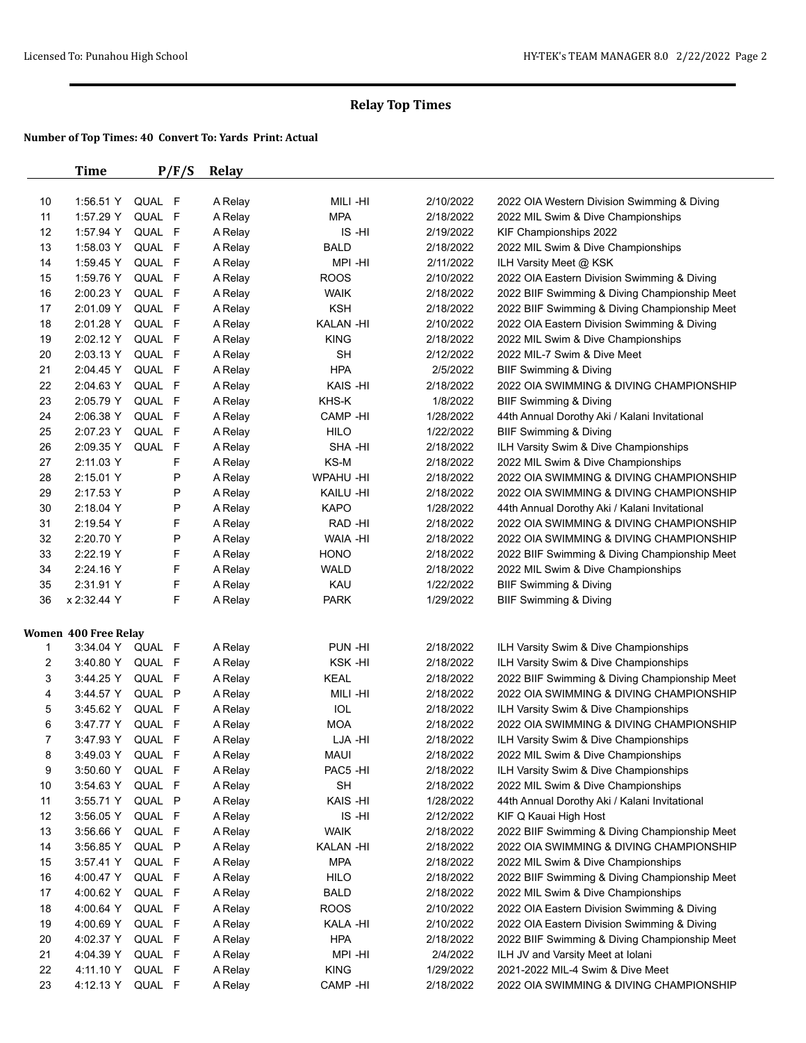## Relay Top Times

**Number of Top Times: 40 Convert To: Yards Print: Actual**

| | Time | | P/F/S | Relay | | | |
|---|---|---|---|---|---|---|---|
| 10 | 1:56.51 Y | QUAL | F | A Relay | MILI -HI | 2/10/2022 | 2022 OIA Western Division Swimming & Diving |
| 11 | 1:57.29 Y | QUAL | F | A Relay | MPA | 2/18/2022 | 2022 MIL Swim & Dive Championships |
| 12 | 1:57.94 Y | QUAL | F | A Relay | IS -HI | 2/19/2022 | KIF Championships 2022 |
| 13 | 1:58.03 Y | QUAL | F | A Relay | BALD | 2/18/2022 | 2022 MIL Swim & Dive Championships |
| 14 | 1:59.45 Y | QUAL | F | A Relay | MPI -HI | 2/11/2022 | ILH Varsity Meet @ KSK |
| 15 | 1:59.76 Y | QUAL | F | A Relay | ROOS | 2/10/2022 | 2022 OIA Eastern Division Swimming & Diving |
| 16 | 2:00.23 Y | QUAL | F | A Relay | WAIK | 2/18/2022 | 2022 BIIF Swimming & Diving Championship Meet |
| 17 | 2:01.09 Y | QUAL | F | A Relay | KSH | 2/18/2022 | 2022 BIIF Swimming & Diving Championship Meet |
| 18 | 2:01.28 Y | QUAL | F | A Relay | KALAN -HI | 2/10/2022 | 2022 OIA Eastern Division Swimming & Diving |
| 19 | 2:02.12 Y | QUAL | F | A Relay | KING | 2/18/2022 | 2022 MIL Swim & Dive Championships |
| 20 | 2:03.13 Y | QUAL | F | A Relay | SH | 2/12/2022 | 2022 MIL-7 Swim & Dive Meet |
| 21 | 2:04.45 Y | QUAL | F | A Relay | HPA | 2/5/2022 | BIIF Swimming & Diving |
| 22 | 2:04.63 Y | QUAL | F | A Relay | KAIS -HI | 2/18/2022 | 2022 OIA SWIMMING & DIVING CHAMPIONSHIP |
| 23 | 2:05.79 Y | QUAL | F | A Relay | KHS-K | 1/8/2022 | BIIF Swimming & Diving |
| 24 | 2:06.38 Y | QUAL | F | A Relay | CAMP -HI | 1/28/2022 | 44th Annual Dorothy Aki / Kalani Invitational |
| 25 | 2:07.23 Y | QUAL | F | A Relay | HILO | 1/22/2022 | BIIF Swimming & Diving |
| 26 | 2:09.35 Y | QUAL | F | A Relay | SHA -HI | 2/18/2022 | ILH Varsity Swim & Dive Championships |
| 27 | 2:11.03 Y | | F | A Relay | KS-M | 2/18/2022 | 2022 MIL Swim & Dive Championships |
| 28 | 2:15.01 Y | | P | A Relay | WPAHU -HI | 2/18/2022 | 2022 OIA SWIMMING & DIVING CHAMPIONSHIP |
| 29 | 2:17.53 Y | | P | A Relay | KAILU -HI | 2/18/2022 | 2022 OIA SWIMMING & DIVING CHAMPIONSHIP |
| 30 | 2:18.04 Y | | P | A Relay | KAPO | 1/28/2022 | 44th Annual Dorothy Aki / Kalani Invitational |
| 31 | 2:19.54 Y | | F | A Relay | RAD -HI | 2/18/2022 | 2022 OIA SWIMMING & DIVING CHAMPIONSHIP |
| 32 | 2:20.70 Y | | P | A Relay | WAIA -HI | 2/18/2022 | 2022 OIA SWIMMING & DIVING CHAMPIONSHIP |
| 33 | 2:22.19 Y | | F | A Relay | HONO | 2/18/2022 | 2022 BIIF Swimming & Diving Championship Meet |
| 34 | 2:24.16 Y | | F | A Relay | WALD | 2/18/2022 | 2022 MIL Swim & Dive Championships |
| 35 | 2:31.91 Y | | F | A Relay | KAU | 1/22/2022 | BIIF Swimming & Diving |
| 36 | x 2:32.44 Y | | F | A Relay | PARK | 1/29/2022 | BIIF Swimming & Diving |

**Women 400 Free Relay**

| | Time | | P/F/S | Relay | | | |
|---|---|---|---|---|---|---|---|
| 1 | 3:34.04 Y | QUAL | F | A Relay | PUN -HI | 2/18/2022 | ILH Varsity Swim & Dive Championships |
| 2 | 3:40.80 Y | QUAL | F | A Relay | KSK -HI | 2/18/2022 | ILH Varsity Swim & Dive Championships |
| 3 | 3:44.25 Y | QUAL | F | A Relay | KEAL | 2/18/2022 | 2022 BIIF Swimming & Diving Championship Meet |
| 4 | 3:44.57 Y | QUAL | P | A Relay | MILI -HI | 2/18/2022 | 2022 OIA SWIMMING & DIVING CHAMPIONSHIP |
| 5 | 3:45.62 Y | QUAL | F | A Relay | IOL | 2/18/2022 | ILH Varsity Swim & Dive Championships |
| 6 | 3:47.77 Y | QUAL | F | A Relay | MOA | 2/18/2022 | 2022 OIA SWIMMING & DIVING CHAMPIONSHIP |
| 7 | 3:47.93 Y | QUAL | F | A Relay | LJA -HI | 2/18/2022 | ILH Varsity Swim & Dive Championships |
| 8 | 3:49.03 Y | QUAL | F | A Relay | MAUI | 2/18/2022 | 2022 MIL Swim & Dive Championships |
| 9 | 3:50.60 Y | QUAL | F | A Relay | PAC5 -HI | 2/18/2022 | ILH Varsity Swim & Dive Championships |
| 10 | 3:54.63 Y | QUAL | F | A Relay | SH | 2/18/2022 | 2022 MIL Swim & Dive Championships |
| 11 | 3:55.71 Y | QUAL | P | A Relay | KAIS -HI | 1/28/2022 | 44th Annual Dorothy Aki / Kalani Invitational |
| 12 | 3:56.05 Y | QUAL | F | A Relay | IS -HI | 2/12/2022 | KIF Q Kauai High Host |
| 13 | 3:56.66 Y | QUAL | F | A Relay | WAIK | 2/18/2022 | 2022 BIIF Swimming & Diving Championship Meet |
| 14 | 3:56.85 Y | QUAL | P | A Relay | KALAN -HI | 2/18/2022 | 2022 OIA SWIMMING & DIVING CHAMPIONSHIP |
| 15 | 3:57.41 Y | QUAL | F | A Relay | MPA | 2/18/2022 | 2022 MIL Swim & Dive Championships |
| 16 | 4:00.47 Y | QUAL | F | A Relay | HILO | 2/18/2022 | 2022 BIIF Swimming & Diving Championship Meet |
| 17 | 4:00.62 Y | QUAL | F | A Relay | BALD | 2/18/2022 | 2022 MIL Swim & Dive Championships |
| 18 | 4:00.64 Y | QUAL | F | A Relay | ROOS | 2/10/2022 | 2022 OIA Eastern Division Swimming & Diving |
| 19 | 4:00.69 Y | QUAL | F | A Relay | KALA -HI | 2/10/2022 | 2022 OIA Eastern Division Swimming & Diving |
| 20 | 4:02.37 Y | QUAL | F | A Relay | HPA | 2/18/2022 | 2022 BIIF Swimming & Diving Championship Meet |
| 21 | 4:04.39 Y | QUAL | F | A Relay | MPI -HI | 2/4/2022 | ILH JV and Varsity Meet at Iolani |
| 22 | 4:11.10 Y | QUAL | F | A Relay | KING | 1/29/2022 | 2021-2022 MIL-4 Swim & Dive Meet |
| 23 | 4:12.13 Y | QUAL | F | A Relay | CAMP -HI | 2/18/2022 | 2022 OIA SWIMMING & DIVING CHAMPIONSHIP |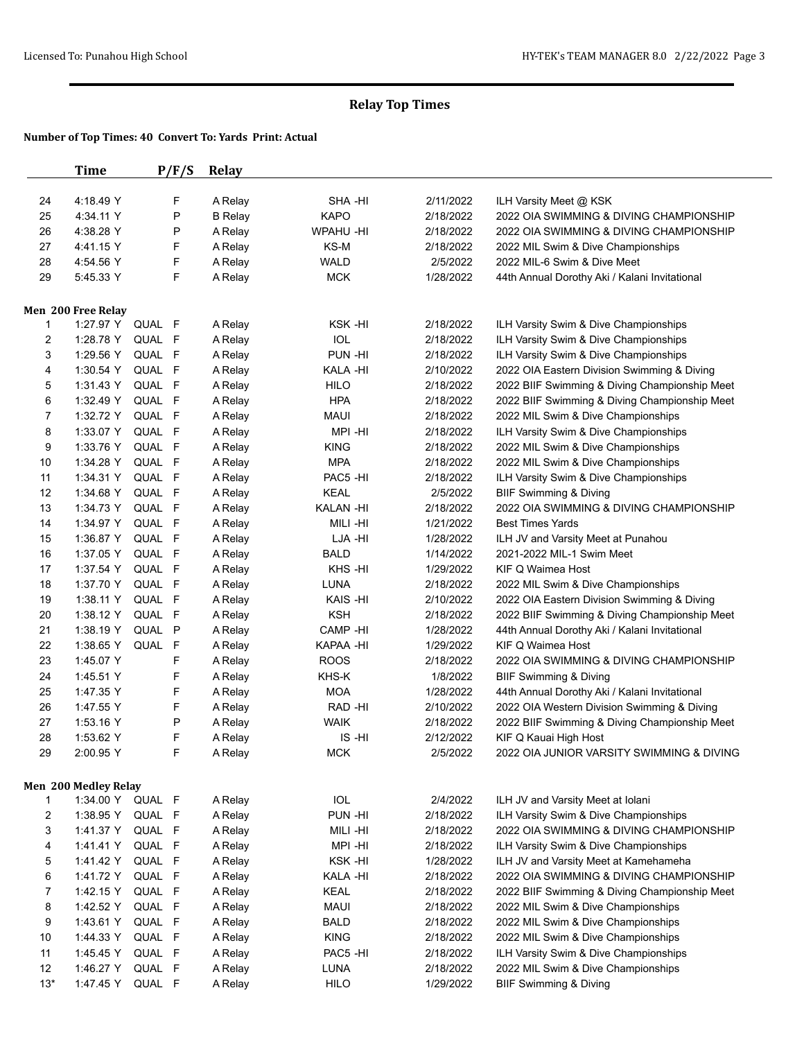## Relay Top Times

**Number of Top Times: 40 Convert To: Yards Print: Actual**

| | Time | | P/F/S | Relay | | | |
|---|---|---|---|---|---|---|---|
| 24 | 4:18.49 Y | | F | A Relay | SHA -HI | 2/11/2022 | ILH Varsity Meet @ KSK |
| 25 | 4:34.11 Y | | P | B Relay | KAPO | 2/18/2022 | 2022 OIA SWIMMING & DIVING CHAMPIONSHIP |
| 26 | 4:38.28 Y | | P | A Relay | WPAHU -HI | 2/18/2022 | 2022 OIA SWIMMING & DIVING CHAMPIONSHIP |
| 27 | 4:41.15 Y | | F | A Relay | KS-M | 2/18/2022 | 2022 MIL Swim & Dive Championships |
| 28 | 4:54.56 Y | | F | A Relay | WALD | 2/5/2022 | 2022 MIL-6 Swim & Dive Meet |
| 29 | 5:45.33 Y | | F | A Relay | MCK | 1/28/2022 | 44th Annual Dorothy Aki / Kalani Invitational |

**Men 200 Free Relay**

| | Time | | P/F/S | Relay | | | |
|---|---|---|---|---|---|---|---|
| 1 | 1:27.97 Y | QUAL | F | A Relay | KSK -HI | 2/18/2022 | ILH Varsity Swim & Dive Championships |
| 2 | 1:28.78 Y | QUAL | F | A Relay | IOL | 2/18/2022 | ILH Varsity Swim & Dive Championships |
| 3 | 1:29.56 Y | QUAL | F | A Relay | PUN -HI | 2/18/2022 | ILH Varsity Swim & Dive Championships |
| 4 | 1:30.54 Y | QUAL | F | A Relay | KALA -HI | 2/10/2022 | 2022 OIA Eastern Division Swimming & Diving |
| 5 | 1:31.43 Y | QUAL | F | A Relay | HILO | 2/18/2022 | 2022 BIIF Swimming & Diving Championship Meet |
| 6 | 1:32.49 Y | QUAL | F | A Relay | HPA | 2/18/2022 | 2022 BIIF Swimming & Diving Championship Meet |
| 7 | 1:32.72 Y | QUAL | F | A Relay | MAUI | 2/18/2022 | 2022 MIL Swim & Dive Championships |
| 8 | 1:33.07 Y | QUAL | F | A Relay | MPI -HI | 2/18/2022 | ILH Varsity Swim & Dive Championships |
| 9 | 1:33.76 Y | QUAL | F | A Relay | KING | 2/18/2022 | 2022 MIL Swim & Dive Championships |
| 10 | 1:34.28 Y | QUAL | F | A Relay | MPA | 2/18/2022 | 2022 MIL Swim & Dive Championships |
| 11 | 1:34.31 Y | QUAL | F | A Relay | PAC5 -HI | 2/18/2022 | ILH Varsity Swim & Dive Championships |
| 12 | 1:34.68 Y | QUAL | F | A Relay | KEAL | 2/5/2022 | BIIF Swimming & Diving |
| 13 | 1:34.73 Y | QUAL | F | A Relay | KALAN -HI | 2/18/2022 | 2022 OIA SWIMMING & DIVING CHAMPIONSHIP |
| 14 | 1:34.97 Y | QUAL | F | A Relay | MILI -HI | 1/21/2022 | Best Times Yards |
| 15 | 1:36.87 Y | QUAL | F | A Relay | LJA -HI | 1/28/2022 | ILH JV and Varsity Meet at Punahou |
| 16 | 1:37.05 Y | QUAL | F | A Relay | BALD | 1/14/2022 | 2021-2022 MIL-1 Swim Meet |
| 17 | 1:37.54 Y | QUAL | F | A Relay | KHS -HI | 1/29/2022 | KIF Q Waimea Host |
| 18 | 1:37.70 Y | QUAL | F | A Relay | LUNA | 2/18/2022 | 2022 MIL Swim & Dive Championships |
| 19 | 1:38.11 Y | QUAL | F | A Relay | KAIS -HI | 2/10/2022 | 2022 OIA Eastern Division Swimming & Diving |
| 20 | 1:38.12 Y | QUAL | F | A Relay | KSH | 2/18/2022 | 2022 BIIF Swimming & Diving Championship Meet |
| 21 | 1:38.19 Y | QUAL | P | A Relay | CAMP -HI | 1/28/2022 | 44th Annual Dorothy Aki / Kalani Invitational |
| 22 | 1:38.65 Y | QUAL | F | A Relay | KAPAA -HI | 1/29/2022 | KIF Q Waimea Host |
| 23 | 1:45.07 Y | | F | A Relay | ROOS | 2/18/2022 | 2022 OIA SWIMMING & DIVING CHAMPIONSHIP |
| 24 | 1:45.51 Y | | F | A Relay | KHS-K | 1/8/2022 | BIIF Swimming & Diving |
| 25 | 1:47.35 Y | | F | A Relay | MOA | 1/28/2022 | 44th Annual Dorothy Aki / Kalani Invitational |
| 26 | 1:47.55 Y | | F | A Relay | RAD -HI | 2/10/2022 | 2022 OIA Western Division Swimming & Diving |
| 27 | 1:53.16 Y | | P | A Relay | WAIK | 2/18/2022 | 2022 BIIF Swimming & Diving Championship Meet |
| 28 | 1:53.62 Y | | F | A Relay | IS -HI | 2/12/2022 | KIF Q Kauai High Host |
| 29 | 2:00.95 Y | | F | A Relay | MCK | 2/5/2022 | 2022 OIA JUNIOR VARSITY SWIMMING & DIVING |

**Men 200 Medley Relay**

| | Time | | P/F/S | Relay | | | |
|---|---|---|---|---|---|---|---|
| 1 | 1:34.00 Y | QUAL | F | A Relay | IOL | 2/4/2022 | ILH JV and Varsity Meet at Iolani |
| 2 | 1:38.95 Y | QUAL | F | A Relay | PUN -HI | 2/18/2022 | ILH Varsity Swim & Dive Championships |
| 3 | 1:41.37 Y | QUAL | F | A Relay | MILI -HI | 2/18/2022 | 2022 OIA SWIMMING & DIVING CHAMPIONSHIP |
| 4 | 1:41.41 Y | QUAL | F | A Relay | MPI -HI | 2/18/2022 | ILH Varsity Swim & Dive Championships |
| 5 | 1:41.42 Y | QUAL | F | A Relay | KSK -HI | 1/28/2022 | ILH JV and Varsity Meet at Kamehameha |
| 6 | 1:41.72 Y | QUAL | F | A Relay | KALA -HI | 2/18/2022 | 2022 OIA SWIMMING & DIVING CHAMPIONSHIP |
| 7 | 1:42.15 Y | QUAL | F | A Relay | KEAL | 2/18/2022 | 2022 BIIF Swimming & Diving Championship Meet |
| 8 | 1:42.52 Y | QUAL | F | A Relay | MAUI | 2/18/2022 | 2022 MIL Swim & Dive Championships |
| 9 | 1:43.61 Y | QUAL | F | A Relay | BALD | 2/18/2022 | 2022 MIL Swim & Dive Championships |
| 10 | 1:44.33 Y | QUAL | F | A Relay | KING | 2/18/2022 | 2022 MIL Swim & Dive Championships |
| 11 | 1:45.45 Y | QUAL | F | A Relay | PAC5 -HI | 2/18/2022 | ILH Varsity Swim & Dive Championships |
| 12 | 1:46.27 Y | QUAL | F | A Relay | LUNA | 2/18/2022 | 2022 MIL Swim & Dive Championships |
| 13* | 1:47.45 Y | QUAL | F | A Relay | HILO | 1/29/2022 | BIIF Swimming & Diving |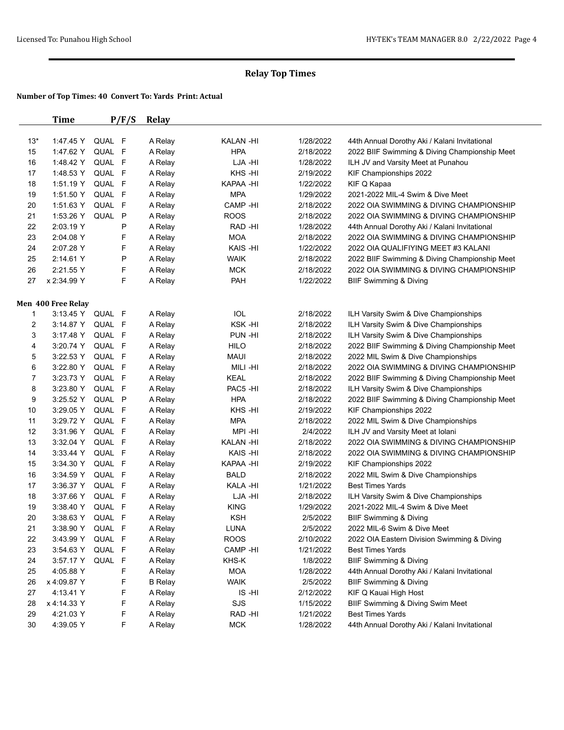# Relay Top Times

**Number of Top Times: 40 Convert To: Yards Print: Actual**

| | Time | | P/F/S | Relay | | | |
|---|---|---|---|---|---|---|---|
| 13* | 1:47.45 Y | QUAL | F | A Relay | KALAN -HI | 1/28/2022 | 44th Annual Dorothy Aki / Kalani Invitational |
| 15 | 1:47.62 Y | QUAL | F | A Relay | HPA | 2/18/2022 | 2022 BIIF Swimming & Diving Championship Meet |
| 16 | 1:48.42 Y | QUAL | F | A Relay | LJA -HI | 1/28/2022 | ILH JV and Varsity Meet at Punahou |
| 17 | 1:48.53 Y | QUAL | F | A Relay | KHS -HI | 2/19/2022 | KIF Championships 2022 |
| 18 | 1:51.19 Y | QUAL | F | A Relay | KAPAA -HI | 1/22/2022 | KIF Q Kapaa |
| 19 | 1:51.50 Y | QUAL | F | A Relay | MPA | 1/29/2022 | 2021-2022 MIL-4 Swim & Dive Meet |
| 20 | 1:51.63 Y | QUAL | F | A Relay | CAMP -HI | 2/18/2022 | 2022 OIA SWIMMING & DIVING CHAMPIONSHIP |
| 21 | 1:53.26 Y | QUAL | P | A Relay | ROOS | 2/18/2022 | 2022 OIA SWIMMING & DIVING CHAMPIONSHIP |
| 22 | 2:03.19 Y | | P | A Relay | RAD -HI | 1/28/2022 | 44th Annual Dorothy Aki / Kalani Invitational |
| 23 | 2:04.08 Y | | F | A Relay | MOA | 2/18/2022 | 2022 OIA SWIMMING & DIVING CHAMPIONSHIP |
| 24 | 2:07.28 Y | | F | A Relay | KAIS -HI | 1/22/2022 | 2022 OIA QUALIFIYING MEET #3 KALANI |
| 25 | 2:14.61 Y | | P | A Relay | WAIK | 2/18/2022 | 2022 BIIF Swimming & Diving Championship Meet |
| 26 | 2:21.55 Y | | F | A Relay | MCK | 2/18/2022 | 2022 OIA SWIMMING & DIVING CHAMPIONSHIP |
| 27 | x 2:34.99 Y | | F | A Relay | PAH | 1/22/2022 | BIIF Swimming & Diving |

**Men 400 Free Relay**

| | Time | | P/F/S | Relay | | | |
|---|---|---|---|---|---|---|---|
| 1 | 3:13.45 Y | QUAL | F | A Relay | IOL | 2/18/2022 | ILH Varsity Swim & Dive Championships |
| 2 | 3:14.87 Y | QUAL | F | A Relay | KSK -HI | 2/18/2022 | ILH Varsity Swim & Dive Championships |
| 3 | 3:17.48 Y | QUAL | F | A Relay | PUN -HI | 2/18/2022 | ILH Varsity Swim & Dive Championships |
| 4 | 3:20.74 Y | QUAL | F | A Relay | HILO | 2/18/2022 | 2022 BIIF Swimming & Diving Championship Meet |
| 5 | 3:22.53 Y | QUAL | F | A Relay | MAUI | 2/18/2022 | 2022 MIL Swim & Dive Championships |
| 6 | 3:22.80 Y | QUAL | F | A Relay | MILI -HI | 2/18/2022 | 2022 OIA SWIMMING & DIVING CHAMPIONSHIP |
| 7 | 3:23.73 Y | QUAL | F | A Relay | KEAL | 2/18/2022 | 2022 BIIF Swimming & Diving Championship Meet |
| 8 | 3:23.80 Y | QUAL | F | A Relay | PAC5 -HI | 2/18/2022 | ILH Varsity Swim & Dive Championships |
| 9 | 3:25.52 Y | QUAL | P | A Relay | HPA | 2/18/2022 | 2022 BIIF Swimming & Diving Championship Meet |
| 10 | 3:29.05 Y | QUAL | F | A Relay | KHS -HI | 2/19/2022 | KIF Championships 2022 |
| 11 | 3:29.72 Y | QUAL | F | A Relay | MPA | 2/18/2022 | 2022 MIL Swim & Dive Championships |
| 12 | 3:31.96 Y | QUAL | F | A Relay | MPI -HI | 2/4/2022 | ILH JV and Varsity Meet at Iolani |
| 13 | 3:32.04 Y | QUAL | F | A Relay | KALAN -HI | 2/18/2022 | 2022 OIA SWIMMING & DIVING CHAMPIONSHIP |
| 14 | 3:33.44 Y | QUAL | F | A Relay | KAIS -HI | 2/18/2022 | 2022 OIA SWIMMING & DIVING CHAMPIONSHIP |
| 15 | 3:34.30 Y | QUAL | F | A Relay | KAPAA -HI | 2/19/2022 | KIF Championships 2022 |
| 16 | 3:34.59 Y | QUAL | F | A Relay | BALD | 2/18/2022 | 2022 MIL Swim & Dive Championships |
| 17 | 3:36.37 Y | QUAL | F | A Relay | KALA -HI | 1/21/2022 | Best Times Yards |
| 18 | 3:37.66 Y | QUAL | F | A Relay | LJA -HI | 2/18/2022 | ILH Varsity Swim & Dive Championships |
| 19 | 3:38.40 Y | QUAL | F | A Relay | KING | 1/29/2022 | 2021-2022 MIL-4 Swim & Dive Meet |
| 20 | 3:38.63 Y | QUAL | F | A Relay | KSH | 2/5/2022 | BIIF Swimming & Diving |
| 21 | 3:38.90 Y | QUAL | F | A Relay | LUNA | 2/5/2022 | 2022 MIL-6 Swim & Dive Meet |
| 22 | 3:43.99 Y | QUAL | F | A Relay | ROOS | 2/10/2022 | 2022 OIA Eastern Division Swimming & Diving |
| 23 | 3:54.63 Y | QUAL | F | A Relay | CAMP -HI | 1/21/2022 | Best Times Yards |
| 24 | 3:57.17 Y | QUAL | F | A Relay | KHS-K | 1/8/2022 | BIIF Swimming & Diving |
| 25 | 4:05.88 Y | | F | A Relay | MOA | 1/28/2022 | 44th Annual Dorothy Aki / Kalani Invitational |
| 26 | x 4:09.87 Y | | F | B Relay | WAIK | 2/5/2022 | BIIF Swimming & Diving |
| 27 | 4:13.41 Y | | F | A Relay | IS -HI | 2/12/2022 | KIF Q Kauai High Host |
| 28 | x 4:14.33 Y | | F | A Relay | SJS | 1/15/2022 | BIIF Swimming & Diving Swim Meet |
| 29 | 4:21.03 Y | | F | A Relay | RAD -HI | 1/21/2022 | Best Times Yards |
| 30 | 4:39.05 Y | | F | A Relay | MCK | 1/28/2022 | 44th Annual Dorothy Aki / Kalani Invitational |